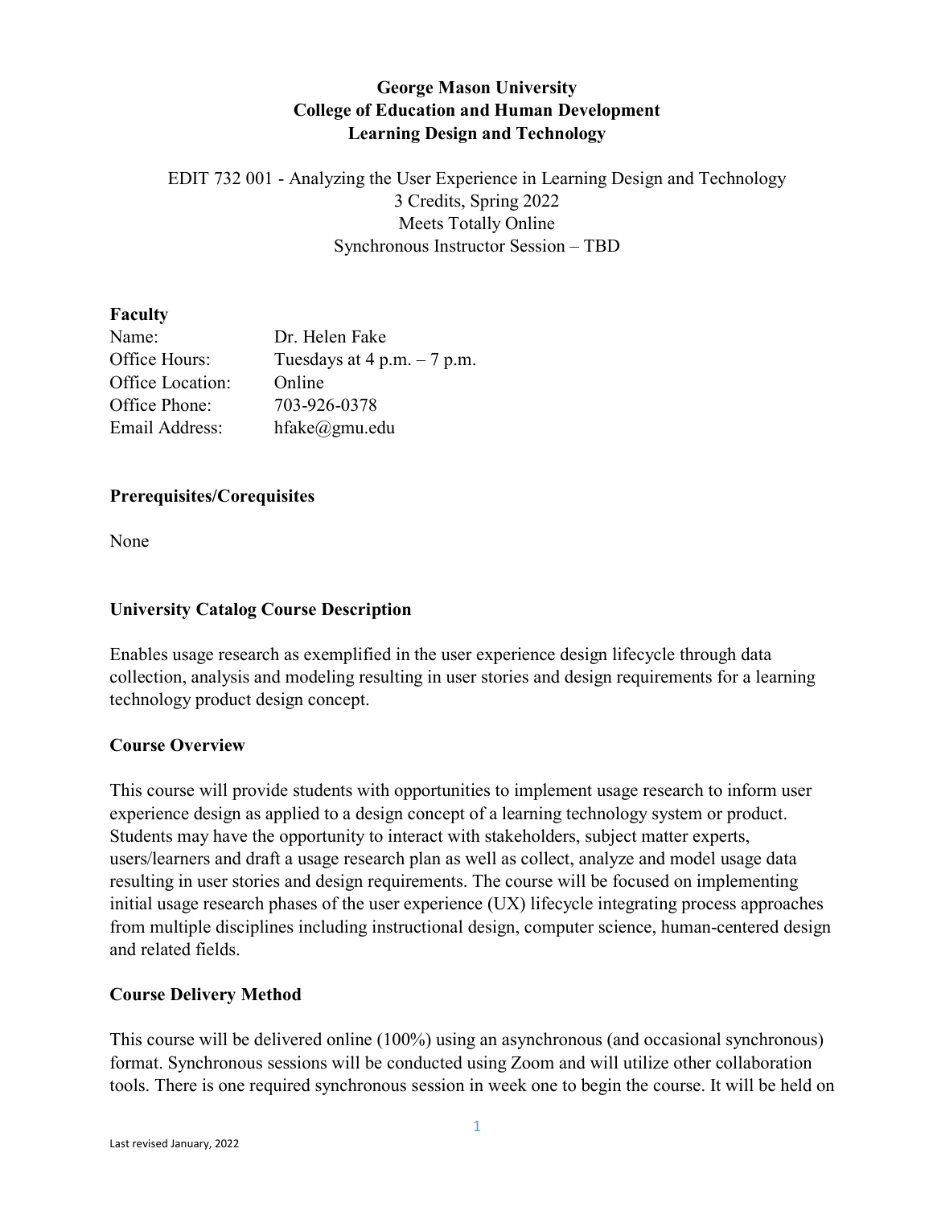# George Mason University
# College of Education and Human Development
# Learning Design and Technology

EDIT 732 001 - Analyzing the User Experience in Learning Design and Technology
3 Credits, Spring 2022
Meets Totally Online
Synchronous Instructor Session – TBD

**Faculty**

| | |
|---|---|
| Name: | Dr. Helen Fake |
| Office Hours: | Tuesdays at 4 p.m. – 7 p.m. |
| Office Location: | Online |
| Office Phone: | 703-926-0378 |
| Email Address: | hfake@gmu.edu |

**Prerequisites/Corequisites**

None

**University Catalog Course Description**

Enables usage research as exemplified in the user experience design lifecycle through data collection, analysis and modeling resulting in user stories and design requirements for a learning technology product design concept.

**Course Overview**

This course will provide students with opportunities to implement usage research to inform user experience design as applied to a design concept of a learning technology system or product. Students may have the opportunity to interact with stakeholders, subject matter experts, users/learners and draft a usage research plan as well as collect, analyze and model usage data resulting in user stories and design requirements. The course will be focused on implementing initial usage research phases of the user experience (UX) lifecycle integrating process approaches from multiple disciplines including instructional design, computer science, human-centered design and related fields.

**Course Delivery Method**

This course will be delivered online (100%) using an asynchronous (and occasional synchronous) format. Synchronous sessions will be conducted using Zoom and will utilize other collaboration tools. There is one required synchronous session in week one to begin the course. It will be held on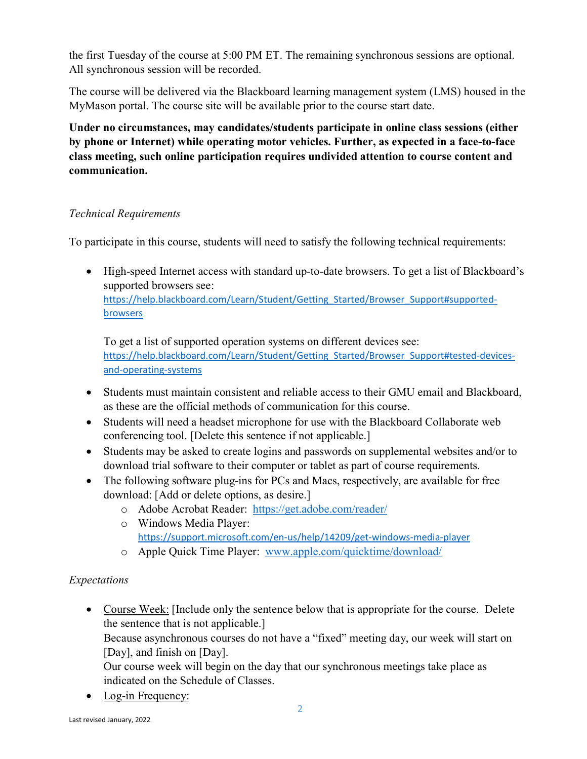the first Tuesday of the course at 5:00 PM ET. The remaining synchronous sessions are optional. All synchronous session will be recorded.

The course will be delivered via the Blackboard learning management system (LMS) housed in the MyMason portal. The course site will be available prior to the course start date.

**Under no circumstances, may candidates/students participate in online class sessions (either by phone or Internet) while operating motor vehicles. Further, as expected in a face-to-face class meeting, such online participation requires undivided attention to course content and communication.**

*Technical Requirements*

To participate in this course, students will need to satisfy the following technical requirements:

- High-speed Internet access with standard up-to-date browsers. To get a list of Blackboard's supported browsers see: https://help.blackboard.com/Learn/Student/Getting_Started/Browser_Support#supported-browsers

  To get a list of supported operation systems on different devices see: https://help.blackboard.com/Learn/Student/Getting_Started/Browser_Support#tested-devices-and-operating-systems
- Students must maintain consistent and reliable access to their GMU email and Blackboard, as these are the official methods of communication for this course.
- Students will need a headset microphone for use with the Blackboard Collaborate web conferencing tool. [Delete this sentence if not applicable.]
- Students may be asked to create logins and passwords on supplemental websites and/or to download trial software to their computer or tablet as part of course requirements.
- The following software plug-ins for PCs and Macs, respectively, are available for free download: [Add or delete options, as desire.]
  - Adobe Acrobat Reader: https://get.adobe.com/reader/
  - Windows Media Player: https://support.microsoft.com/en-us/help/14209/get-windows-media-player
  - Apple Quick Time Player: www.apple.com/quicktime/download/

*Expectations*

- Course Week: [Include only the sentence below that is appropriate for the course. Delete the sentence that is not applicable.]
  Because asynchronous courses do not have a "fixed" meeting day, our week will start on [Day], and finish on [Day].
  Our course week will begin on the day that our synchronous meetings take place as indicated on the Schedule of Classes.
- Log-in Frequency: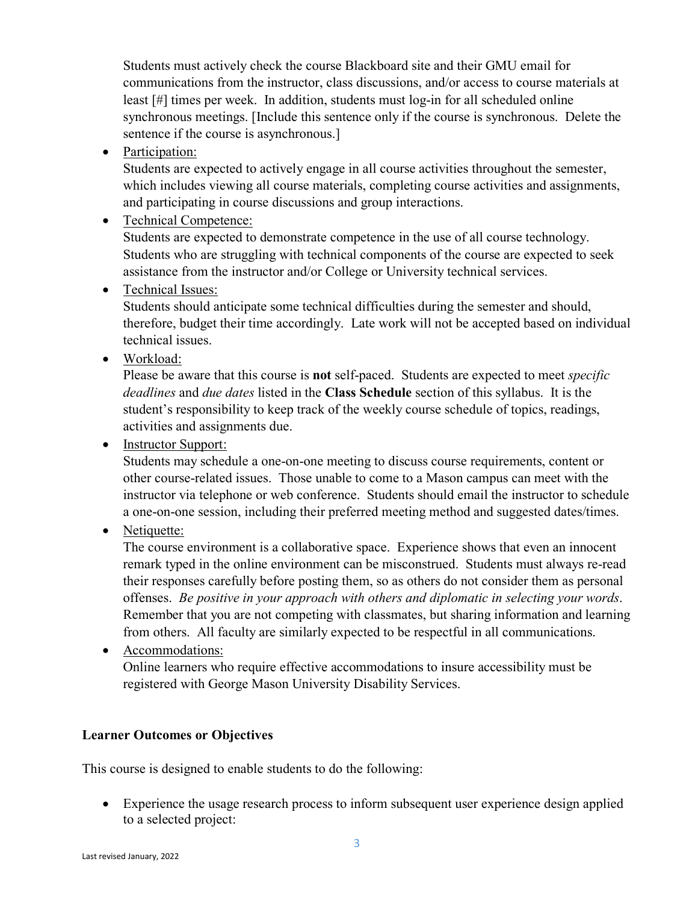Students must actively check the course Blackboard site and their GMU email for communications from the instructor, class discussions, and/or access to course materials at least [#] times per week. In addition, students must log-in for all scheduled online synchronous meetings. [Include this sentence only if the course is synchronous. Delete the sentence if the course is asynchronous.]

- Participation:
  Students are expected to actively engage in all course activities throughout the semester, which includes viewing all course materials, completing course activities and assignments, and participating in course discussions and group interactions.
- Technical Competence:
  Students are expected to demonstrate competence in the use of all course technology. Students who are struggling with technical components of the course are expected to seek assistance from the instructor and/or College or University technical services.
- Technical Issues:
  Students should anticipate some technical difficulties during the semester and should, therefore, budget their time accordingly. Late work will not be accepted based on individual technical issues.
- Workload:
  Please be aware that this course is **not** self-paced. Students are expected to meet *specific deadlines* and *due dates* listed in the **Class Schedule** section of this syllabus. It is the student's responsibility to keep track of the weekly course schedule of topics, readings, activities and assignments due.
- Instructor Support:
  Students may schedule a one-on-one meeting to discuss course requirements, content or other course-related issues. Those unable to come to a Mason campus can meet with the instructor via telephone or web conference. Students should email the instructor to schedule a one-on-one session, including their preferred meeting method and suggested dates/times.
- Netiquette:
  The course environment is a collaborative space. Experience shows that even an innocent remark typed in the online environment can be misconstrued. Students must always re-read their responses carefully before posting them, so as others do not consider them as personal offenses. *Be positive in your approach with others and diplomatic in selecting your words*. Remember that you are not competing with classmates, but sharing information and learning from others. All faculty are similarly expected to be respectful in all communications.
- Accommodations:
  Online learners who require effective accommodations to insure accessibility must be registered with George Mason University Disability Services.

**Learner Outcomes or Objectives**

This course is designed to enable students to do the following:

- Experience the usage research process to inform subsequent user experience design applied to a selected project: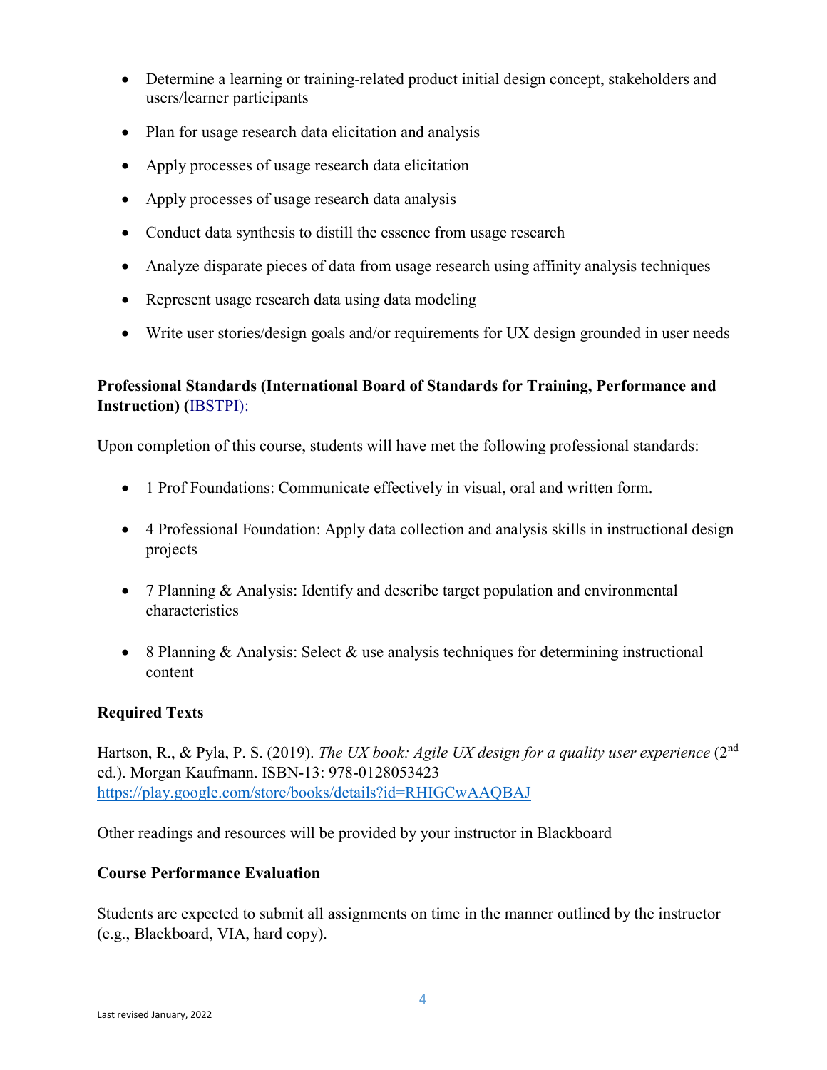- Determine a learning or training-related product initial design concept, stakeholders and users/learner participants
- Plan for usage research data elicitation and analysis
- Apply processes of usage research data elicitation
- Apply processes of usage research data analysis
- Conduct data synthesis to distill the essence from usage research
- Analyze disparate pieces of data from usage research using affinity analysis techniques
- Represent usage research data using data modeling
- Write user stories/design goals and/or requirements for UX design grounded in user needs

**Professional Standards (International Board of Standards for Training, Performance and Instruction) (**IBSTPI):

Upon completion of this course, students will have met the following professional standards:

- 1 Prof Foundations: Communicate effectively in visual, oral and written form.
- 4 Professional Foundation: Apply data collection and analysis skills in instructional design projects
- 7 Planning & Analysis: Identify and describe target population and environmental characteristics
- 8 Planning & Analysis: Select & use analysis techniques for determining instructional content

**Required Texts**

Hartson, R., & Pyla, P. S. (2019). *The UX book: Agile UX design for a quality user experience* (2nd ed.). Morgan Kaufmann. ISBN-13: 978-0128053423
https://play.google.com/store/books/details?id=RHIGCwAAQBAJ

Other readings and resources will be provided by your instructor in Blackboard

**Course Performance Evaluation**

Students are expected to submit all assignments on time in the manner outlined by the instructor (e.g., Blackboard, VIA, hard copy).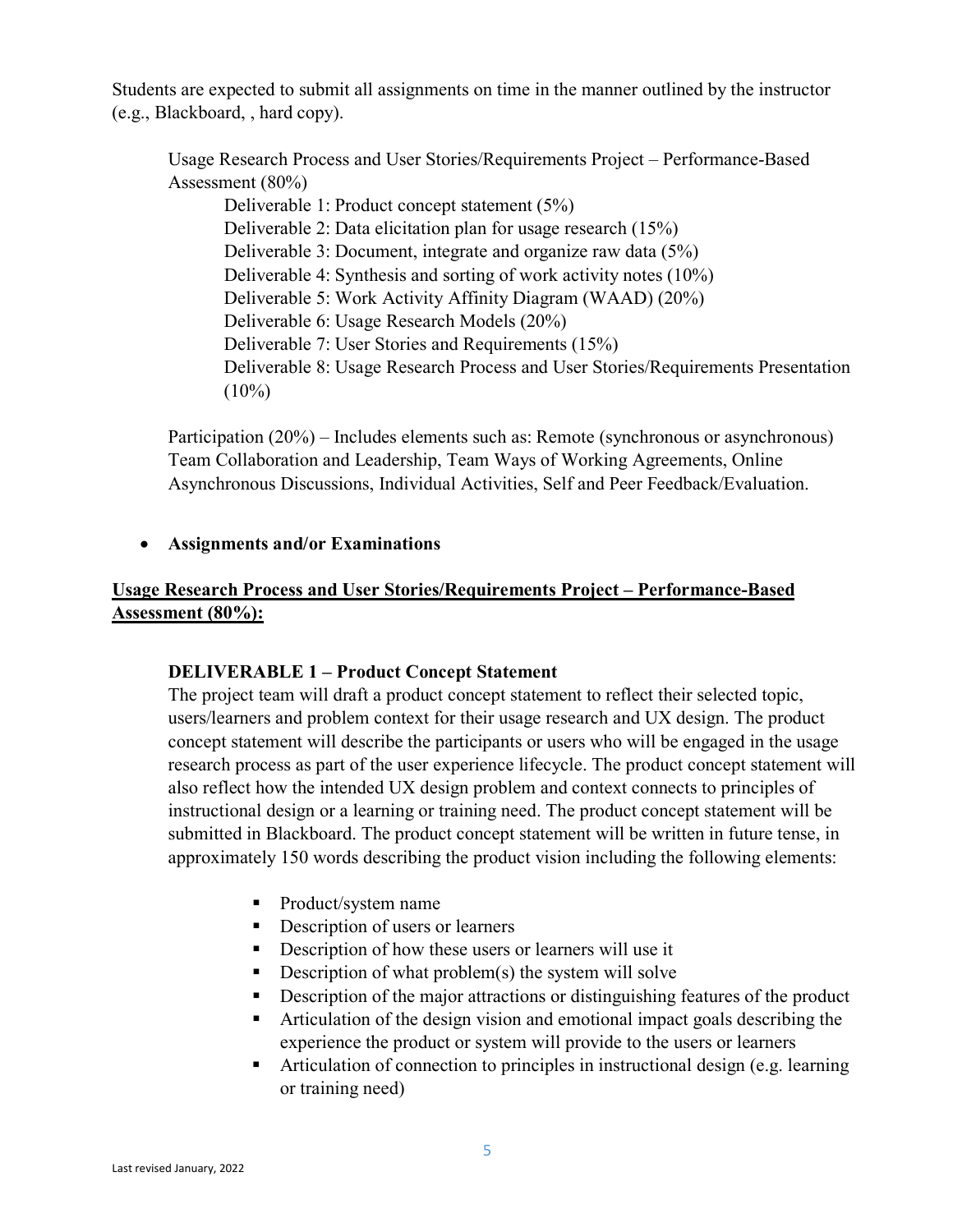Students are expected to submit all assignments on time in the manner outlined by the instructor (e.g., Blackboard, , hard copy).

Usage Research Process and User Stories/Requirements Project – Performance-Based Assessment (80%)

- Deliverable 1: Product concept statement (5%)
- Deliverable 2: Data elicitation plan for usage research (15%)
- Deliverable 3: Document, integrate and organize raw data (5%)
- Deliverable 4: Synthesis and sorting of work activity notes (10%)
- Deliverable 5: Work Activity Affinity Diagram (WAAD) (20%)
- Deliverable 6: Usage Research Models (20%)
- Deliverable 7: User Stories and Requirements (15%)
- Deliverable 8: Usage Research Process and User Stories/Requirements Presentation (10%)

Participation (20%) – Includes elements such as: Remote (synchronous or asynchronous) Team Collaboration and Leadership, Team Ways of Working Agreements, Online Asynchronous Discussions, Individual Activities, Self and Peer Feedback/Evaluation.

- **Assignments and/or Examinations**

## Usage Research Process and User Stories/Requirements Project – Performance-Based Assessment (80%):

### DELIVERABLE 1 – Product Concept Statement

The project team will draft a product concept statement to reflect their selected topic, users/learners and problem context for their usage research and UX design. The product concept statement will describe the participants or users who will be engaged in the usage research process as part of the user experience lifecycle. The product concept statement will also reflect how the intended UX design problem and context connects to principles of instructional design or a learning or training need. The product concept statement will be submitted in Blackboard. The product concept statement will be written in future tense, in approximately 150 words describing the product vision including the following elements:

- Product/system name
- Description of users or learners
- Description of how these users or learners will use it
- Description of what problem(s) the system will solve
- Description of the major attractions or distinguishing features of the product
- Articulation of the design vision and emotional impact goals describing the experience the product or system will provide to the users or learners
- Articulation of connection to principles in instructional design (e.g. learning or training need)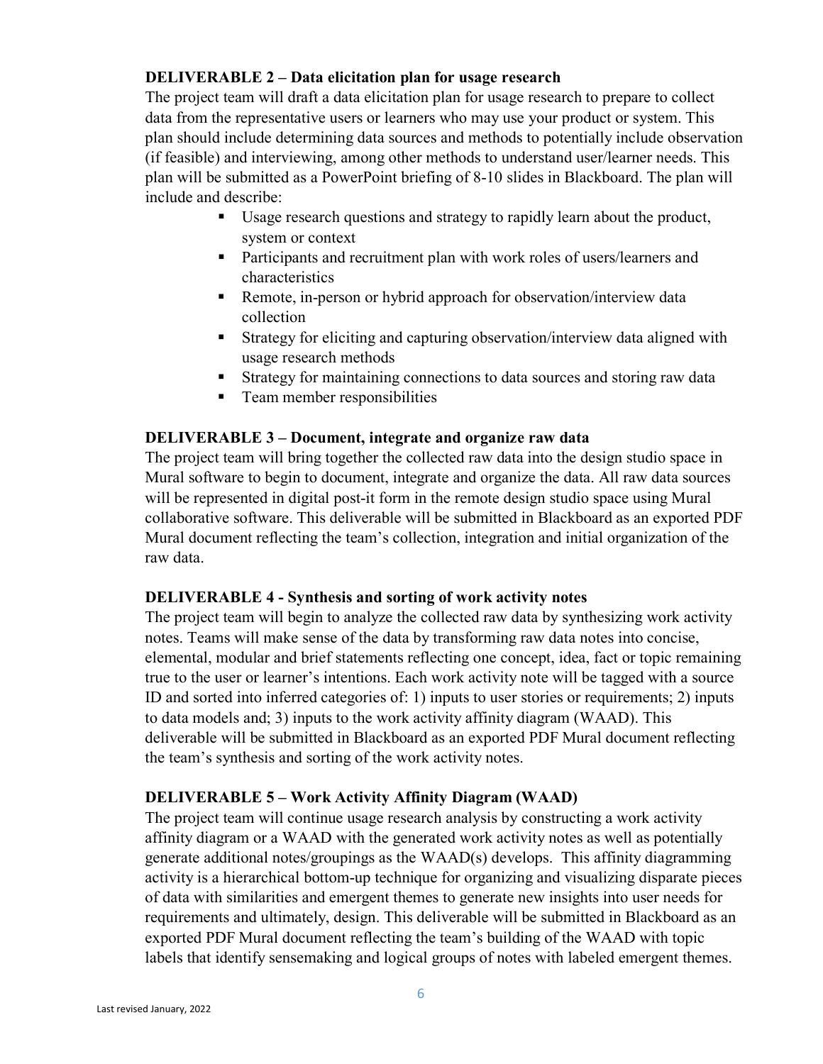**DELIVERABLE 2 – Data elicitation plan for usage research**

The project team will draft a data elicitation plan for usage research to prepare to collect data from the representative users or learners who may use your product or system. This plan should include determining data sources and methods to potentially include observation (if feasible) and interviewing, among other methods to understand user/learner needs. This plan will be submitted as a PowerPoint briefing of 8-10 slides in Blackboard. The plan will include and describe:

- Usage research questions and strategy to rapidly learn about the product, system or context
- Participants and recruitment plan with work roles of users/learners and characteristics
- Remote, in-person or hybrid approach for observation/interview data collection
- Strategy for eliciting and capturing observation/interview data aligned with usage research methods
- Strategy for maintaining connections to data sources and storing raw data
- Team member responsibilities

**DELIVERABLE 3 – Document, integrate and organize raw data**

The project team will bring together the collected raw data into the design studio space in Mural software to begin to document, integrate and organize the data. All raw data sources will be represented in digital post-it form in the remote design studio space using Mural collaborative software. This deliverable will be submitted in Blackboard as an exported PDF Mural document reflecting the team's collection, integration and initial organization of the raw data.

**DELIVERABLE 4 - Synthesis and sorting of work activity notes**

The project team will begin to analyze the collected raw data by synthesizing work activity notes. Teams will make sense of the data by transforming raw data notes into concise, elemental, modular and brief statements reflecting one concept, idea, fact or topic remaining true to the user or learner's intentions. Each work activity note will be tagged with a source ID and sorted into inferred categories of: 1) inputs to user stories or requirements; 2) inputs to data models and; 3) inputs to the work activity affinity diagram (WAAD). This deliverable will be submitted in Blackboard as an exported PDF Mural document reflecting the team's synthesis and sorting of the work activity notes.

**DELIVERABLE 5 – Work Activity Affinity Diagram (WAAD)**

The project team will continue usage research analysis by constructing a work activity affinity diagram or a WAAD with the generated work activity notes as well as potentially generate additional notes/groupings as the WAAD(s) develops. This affinity diagramming activity is a hierarchical bottom-up technique for organizing and visualizing disparate pieces of data with similarities and emergent themes to generate new insights into user needs for requirements and ultimately, design. This deliverable will be submitted in Blackboard as an exported PDF Mural document reflecting the team's building of the WAAD with topic labels that identify sensemaking and logical groups of notes with labeled emergent themes.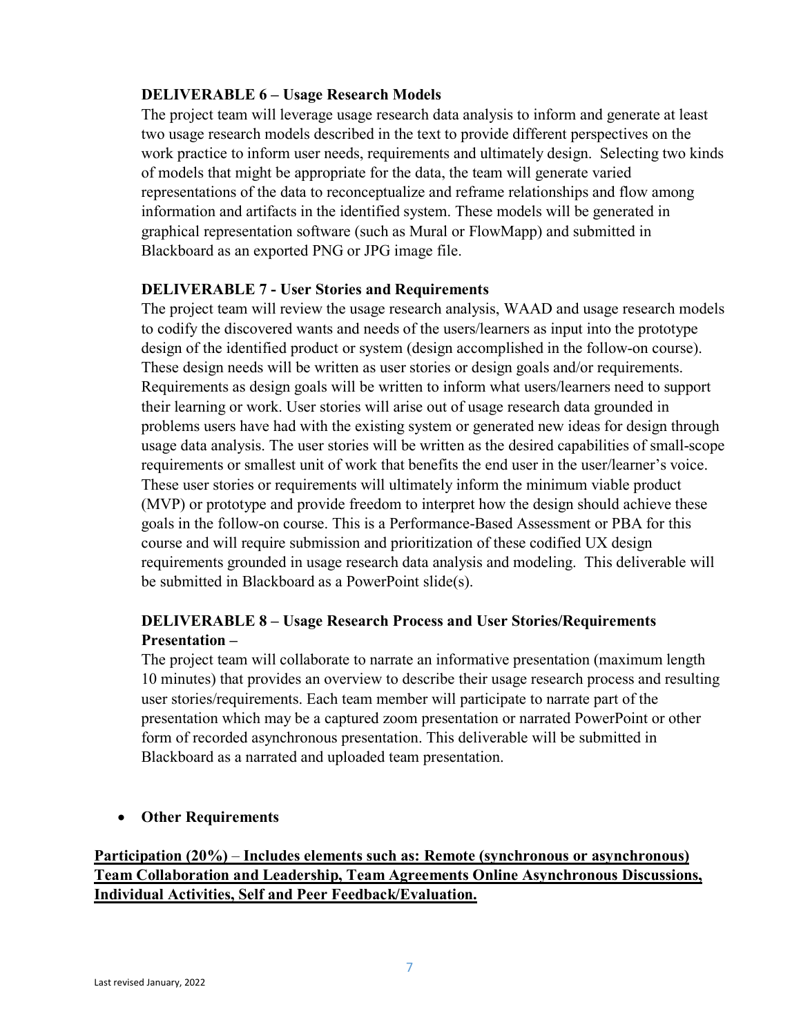**DELIVERABLE 6 – Usage Research Models**

The project team will leverage usage research data analysis to inform and generate at least two usage research models described in the text to provide different perspectives on the work practice to inform user needs, requirements and ultimately design. Selecting two kinds of models that might be appropriate for the data, the team will generate varied representations of the data to reconceptualize and reframe relationships and flow among information and artifacts in the identified system. These models will be generated in graphical representation software (such as Mural or FlowMapp) and submitted in Blackboard as an exported PNG or JPG image file.

**DELIVERABLE 7 - User Stories and Requirements**

The project team will review the usage research analysis, WAAD and usage research models to codify the discovered wants and needs of the users/learners as input into the prototype design of the identified product or system (design accomplished in the follow-on course). These design needs will be written as user stories or design goals and/or requirements. Requirements as design goals will be written to inform what users/learners need to support their learning or work. User stories will arise out of usage research data grounded in problems users have had with the existing system or generated new ideas for design through usage data analysis. The user stories will be written as the desired capabilities of small-scope requirements or smallest unit of work that benefits the end user in the user/learner's voice. These user stories or requirements will ultimately inform the minimum viable product (MVP) or prototype and provide freedom to interpret how the design should achieve these goals in the follow-on course. This is a Performance-Based Assessment or PBA for this course and will require submission and prioritization of these codified UX design requirements grounded in usage research data analysis and modeling. This deliverable will be submitted in Blackboard as a PowerPoint slide(s).

**DELIVERABLE 8 – Usage Research Process and User Stories/Requirements Presentation –**

The project team will collaborate to narrate an informative presentation (maximum length 10 minutes) that provides an overview to describe their usage research process and resulting user stories/requirements. Each team member will participate to narrate part of the presentation which may be a captured zoom presentation or narrated PowerPoint or other form of recorded asynchronous presentation. This deliverable will be submitted in Blackboard as a narrated and uploaded team presentation.

- **Other Requirements**

**Participation (20%) – Includes elements such as: Remote (synchronous or asynchronous) Team Collaboration and Leadership, Team Agreements Online Asynchronous Discussions, Individual Activities, Self and Peer Feedback/Evaluation.**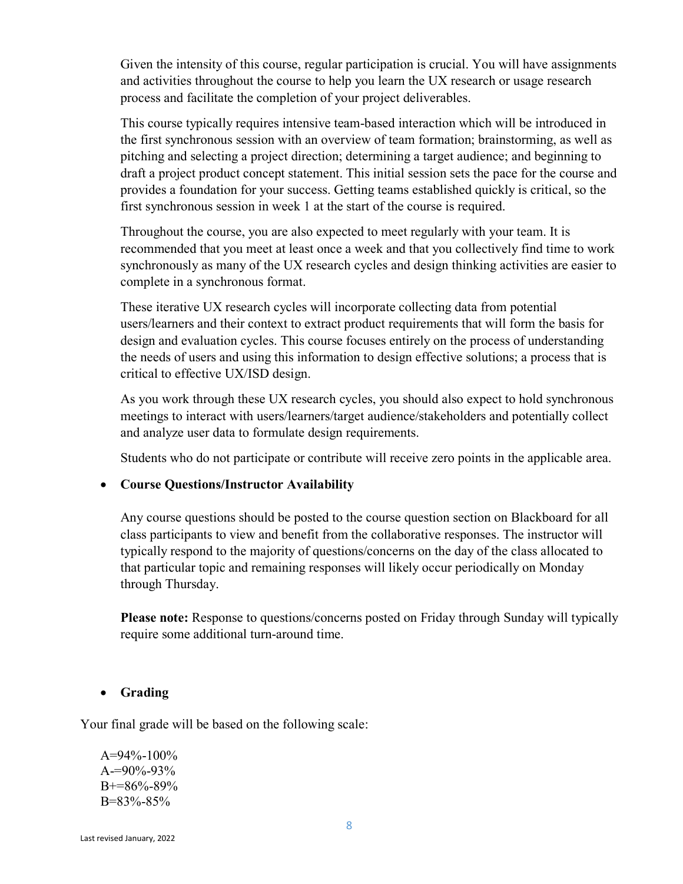Given the intensity of this course, regular participation is crucial. You will have assignments and activities throughout the course to help you learn the UX research or usage research process and facilitate the completion of your project deliverables.

This course typically requires intensive team-based interaction which will be introduced in the first synchronous session with an overview of team formation; brainstorming, as well as pitching and selecting a project direction; determining a target audience; and beginning to draft a project product concept statement. This initial session sets the pace for the course and provides a foundation for your success. Getting teams established quickly is critical, so the first synchronous session in week 1 at the start of the course is required.

Throughout the course, you are also expected to meet regularly with your team. It is recommended that you meet at least once a week and that you collectively find time to work synchronously as many of the UX research cycles and design thinking activities are easier to complete in a synchronous format.

These iterative UX research cycles will incorporate collecting data from potential users/learners and their context to extract product requirements that will form the basis for design and evaluation cycles. This course focuses entirely on the process of understanding the needs of users and using this information to design effective solutions; a process that is critical to effective UX/ISD design.

As you work through these UX research cycles, you should also expect to hold synchronous meetings to interact with users/learners/target audience/stakeholders and potentially collect and analyze user data to formulate design requirements.

Students who do not participate or contribute will receive zero points in the applicable area.

- **Course Questions/Instructor Availability**

  Any course questions should be posted to the course question section on Blackboard for all class participants to view and benefit from the collaborative responses. The instructor will typically respond to the majority of questions/concerns on the day of the class allocated to that particular topic and remaining responses will likely occur periodically on Monday through Thursday.

  **Please note:** Response to questions/concerns posted on Friday through Sunday will typically require some additional turn-around time.

- **Grading**

Your final grade will be based on the following scale:

A=94%-100%
A-=90%-93%
B+=86%-89%
B=83%-85%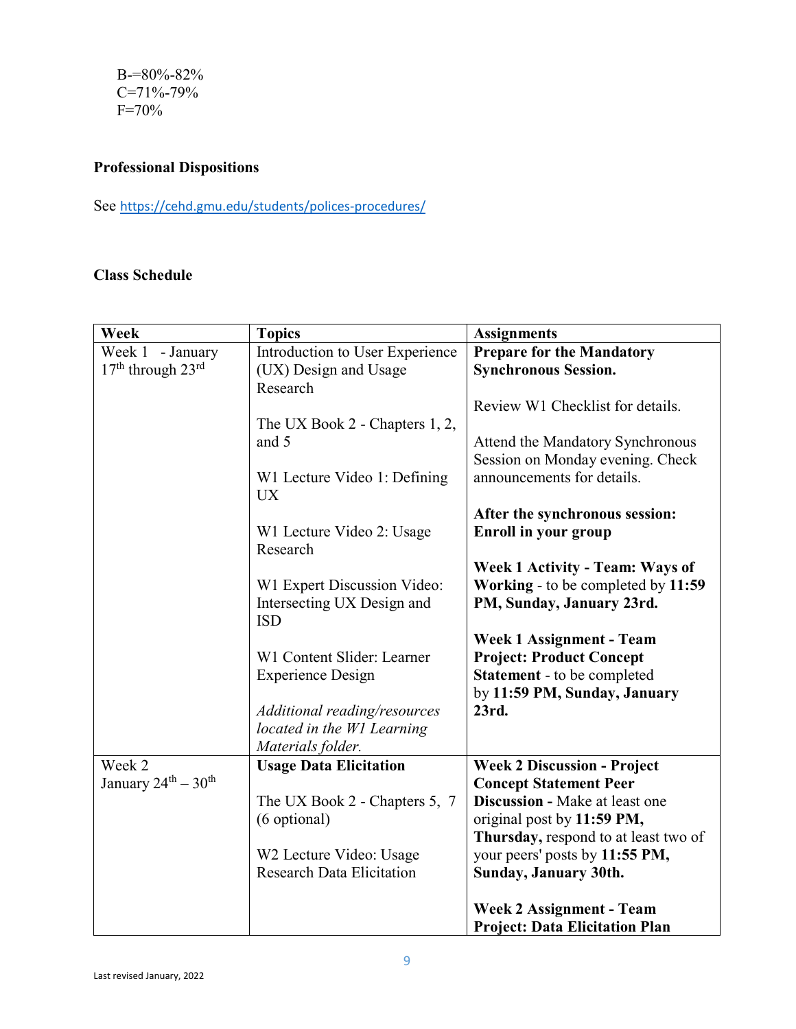B-=80%-82%
C=71%-79%
F=70%

## Professional Dispositions

See https://cehd.gmu.edu/students/polices-procedures/

## Class Schedule

| Week | Topics | Assignments |
|---|---|---|
| Week 1 - January 17th through 23rd | Introduction to User Experience (UX) Design and Usage Research<br><br>The UX Book 2 - Chapters 1, 2, and 5<br><br>W1 Lecture Video 1: Defining UX<br><br>W1 Lecture Video 2: Usage Research<br><br>W1 Expert Discussion Video: Intersecting UX Design and ISD<br><br>W1 Content Slider: Learner Experience Design<br><br>*Additional reading/resources located in the W1 Learning Materials folder.* | **Prepare for the Mandatory Synchronous Session.**<br><br>Review W1 Checklist for details.<br><br>Attend the Mandatory Synchronous Session on Monday evening. Check announcements for details.<br><br>**After the synchronous session: Enroll in your group**<br><br>**Week 1 Activity - Team: Ways of Working** - to be completed by **11:59 PM, Sunday, January 23rd.**<br><br>**Week 1 Assignment - Team Project: Product Concept Statement** - to be completed by **11:59 PM, Sunday, January 23rd.** |
| Week 2<br>January 24th – 30th | **Usage Data Elicitation**<br><br>The UX Book 2 - Chapters 5, 7 (6 optional)<br><br>W2 Lecture Video: Usage Research Data Elicitation | **Week 2 Discussion - Project Concept Statement Peer Discussion** - Make at least one original post by **11:59 PM, Thursday,** respond to at least two of your peers' posts by **11:55 PM, Sunday, January 30th.**<br><br>**Week 2 Assignment - Team Project: Data Elicitation Plan** |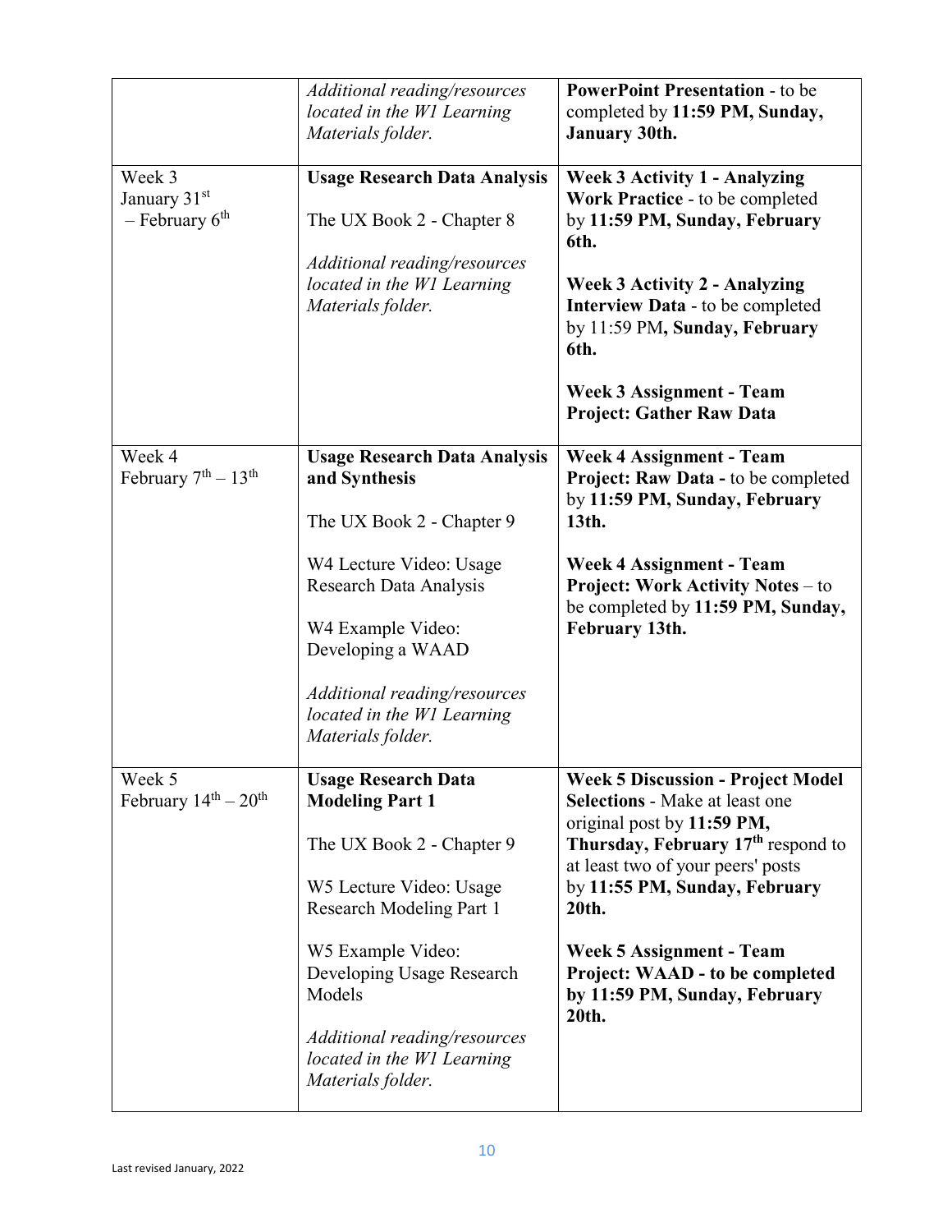| | | |
|---|---|---|
| | *Additional reading/resources located in the W1 Learning Materials folder.* | **PowerPoint Presentation** - to be completed by **11:59 PM, Sunday, January 30th.** |
| Week 3<br>January 31st – February 6th | **Usage Research Data Analysis**<br><br>The UX Book 2 - Chapter 8<br><br>*Additional reading/resources located in the W1 Learning Materials folder.* | **Week 3 Activity 1 - Analyzing Work Practice** - to be completed by **11:59 PM, Sunday, February 6th.**<br><br>**Week 3 Activity 2 - Analyzing Interview Data** - to be completed by 11:59 PM**, Sunday, February 6th.**<br><br>**Week 3 Assignment - Team Project: Gather Raw Data** |
| Week 4<br>February 7th – 13th | **Usage Research Data Analysis and Synthesis**<br><br>The UX Book 2 - Chapter 9<br><br>W4 Lecture Video: Usage Research Data Analysis<br><br>W4 Example Video: Developing a WAAD<br><br>*Additional reading/resources located in the W1 Learning Materials folder.* | **Week 4 Assignment - Team Project: Raw Data -** to be completed by **11:59 PM, Sunday, February 13th.**<br><br>**Week 4 Assignment - Team Project: Work Activity Notes** – to be completed by **11:59 PM, Sunday, February 13th.** |
| Week 5<br>February 14th – 20th | **Usage Research Data Modeling Part 1**<br><br>The UX Book 2 - Chapter 9<br><br>W5 Lecture Video: Usage Research Modeling Part 1<br><br>W5 Example Video: Developing Usage Research Models<br><br>*Additional reading/resources located in the W1 Learning Materials folder.* | **Week 5 Discussion - Project Model Selections** - Make at least one original post by **11:59 PM, Thursday, February 17th** respond to at least two of your peers' posts by **11:55 PM, Sunday, February 20th.**<br><br>**Week 5 Assignment - Team Project: WAAD - to be completed by 11:59 PM, Sunday, February 20th.** |

Last revised January, 2022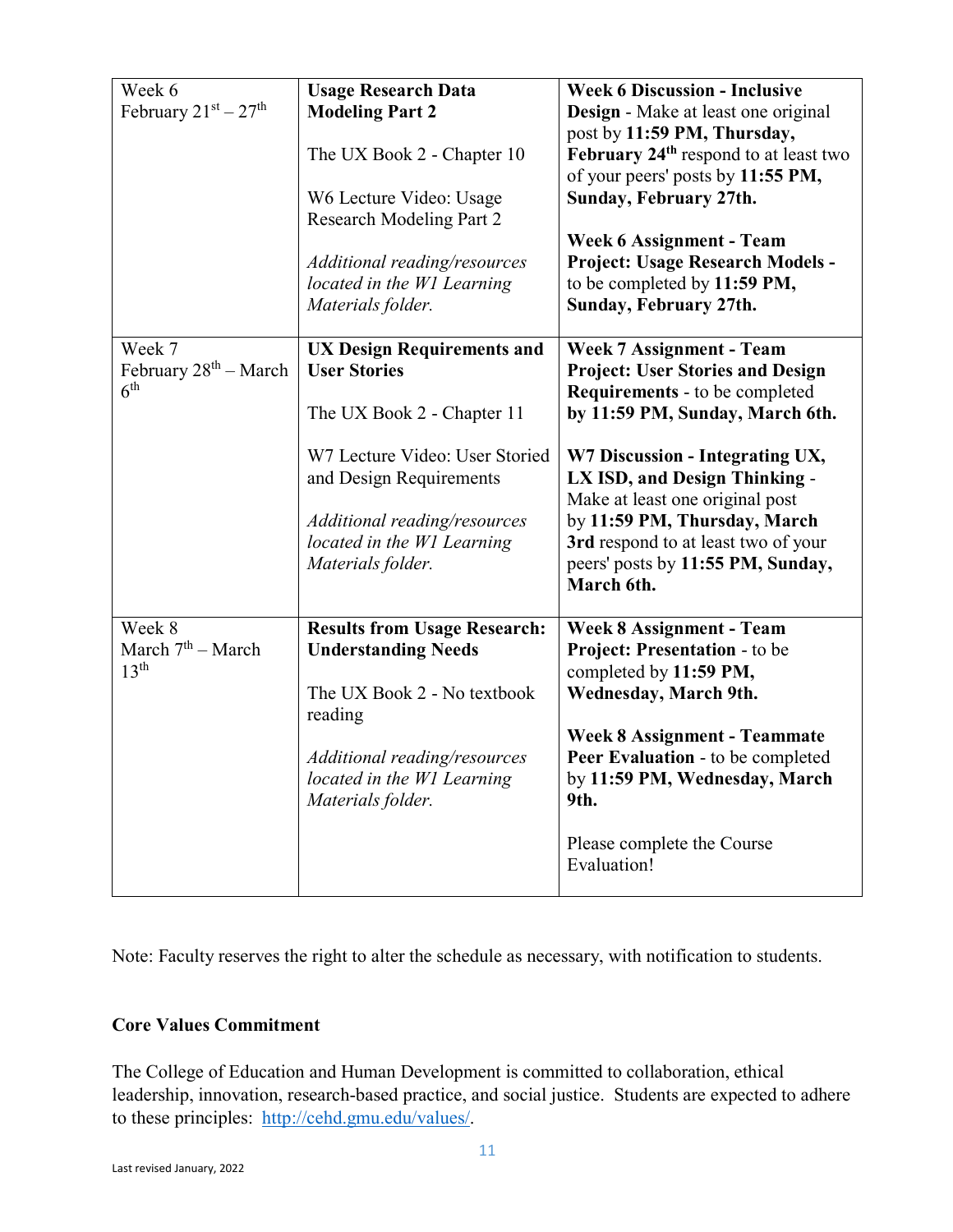| Week 6<br>February 21st – 27th | **Usage Research Data Modeling Part 2**<br><br>The UX Book 2 - Chapter 10<br><br>W6 Lecture Video: Usage Research Modeling Part 2<br><br>*Additional reading/resources located in the W1 Learning Materials folder.* | **Week 6 Discussion - Inclusive Design** - Make at least one original post by **11:59 PM, Thursday, February 24th** respond to at least two of your peers' posts by **11:55 PM, Sunday, February 27th.**<br><br>**Week 6 Assignment - Team Project: Usage Research Models -** to be completed by **11:59 PM, Sunday, February 27th.** |
|---|---|---|
| Week 7<br>February 28th – March 6th | **UX Design Requirements and User Stories**<br><br>The UX Book 2 - Chapter 11<br><br>W7 Lecture Video: User Storied and Design Requirements<br><br>*Additional reading/resources located in the W1 Learning Materials folder.* | **Week 7 Assignment - Team Project: User Stories and Design Requirements** - to be completed **by 11:59 PM, Sunday, March 6th.**<br><br>**W7 Discussion - Integrating UX, LX ISD, and Design Thinking** - Make at least one original post by **11:59 PM, Thursday, March 3rd** respond to at least two of your peers' posts by **11:55 PM, Sunday, March 6th.** |
| Week 8<br>March 7th – March 13th | **Results from Usage Research: Understanding Needs**<br><br>The UX Book 2 - No textbook reading<br><br>*Additional reading/resources located in the W1 Learning Materials folder.* | **Week 8 Assignment - Team Project: Presentation** - to be completed by **11:59 PM, Wednesday, March 9th.**<br><br>**Week 8 Assignment - Teammate Peer Evaluation** - to be completed by **11:59 PM, Wednesday, March 9th.**<br><br>Please complete the Course Evaluation! |

Note: Faculty reserves the right to alter the schedule as necessary, with notification to students.

**Core Values Commitment**

The College of Education and Human Development is committed to collaboration, ethical leadership, innovation, research-based practice, and social justice. Students are expected to adhere to these principles: http://cehd.gmu.edu/values/.

Last revised January, 2022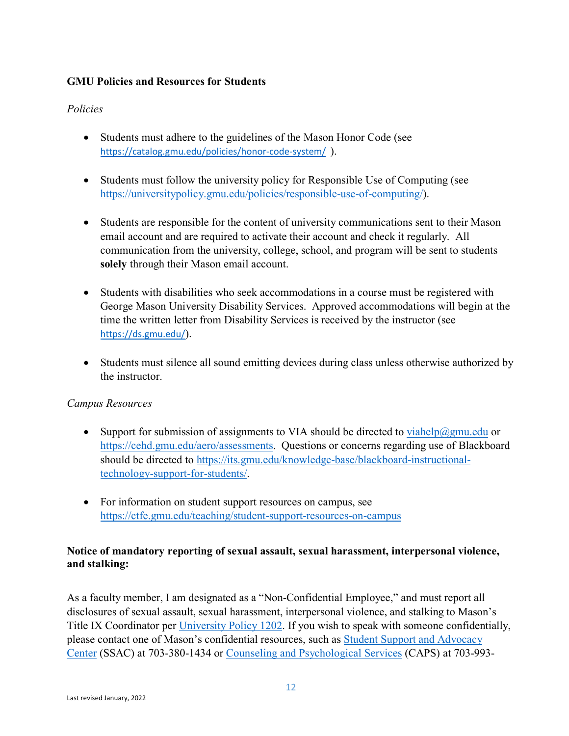**GMU Policies and Resources for Students**

*Policies*

- Students must adhere to the guidelines of the Mason Honor Code (see https://catalog.gmu.edu/policies/honor-code-system/ ).

- Students must follow the university policy for Responsible Use of Computing (see https://universitypolicy.gmu.edu/policies/responsible-use-of-computing/).

- Students are responsible for the content of university communications sent to their Mason email account and are required to activate their account and check it regularly. All communication from the university, college, school, and program will be sent to students **solely** through their Mason email account.

- Students with disabilities who seek accommodations in a course must be registered with George Mason University Disability Services. Approved accommodations will begin at the time the written letter from Disability Services is received by the instructor (see https://ds.gmu.edu/).

- Students must silence all sound emitting devices during class unless otherwise authorized by the instructor.

*Campus Resources*

- Support for submission of assignments to VIA should be directed to viahelp@gmu.edu or https://cehd.gmu.edu/aero/assessments. Questions or concerns regarding use of Blackboard should be directed to https://its.gmu.edu/knowledge-base/blackboard-instructional-technology-support-for-students/.

- For information on student support resources on campus, see https://ctfe.gmu.edu/teaching/student-support-resources-on-campus

**Notice of mandatory reporting of sexual assault, sexual harassment, interpersonal violence, and stalking:**

As a faculty member, I am designated as a "Non-Confidential Employee," and must report all disclosures of sexual assault, sexual harassment, interpersonal violence, and stalking to Mason's Title IX Coordinator per University Policy 1202. If you wish to speak with someone confidentially, please contact one of Mason's confidential resources, such as Student Support and Advocacy Center (SSAC) at 703-380-1434 or Counseling and Psychological Services (CAPS) at 703-993-

Last revised January, 2022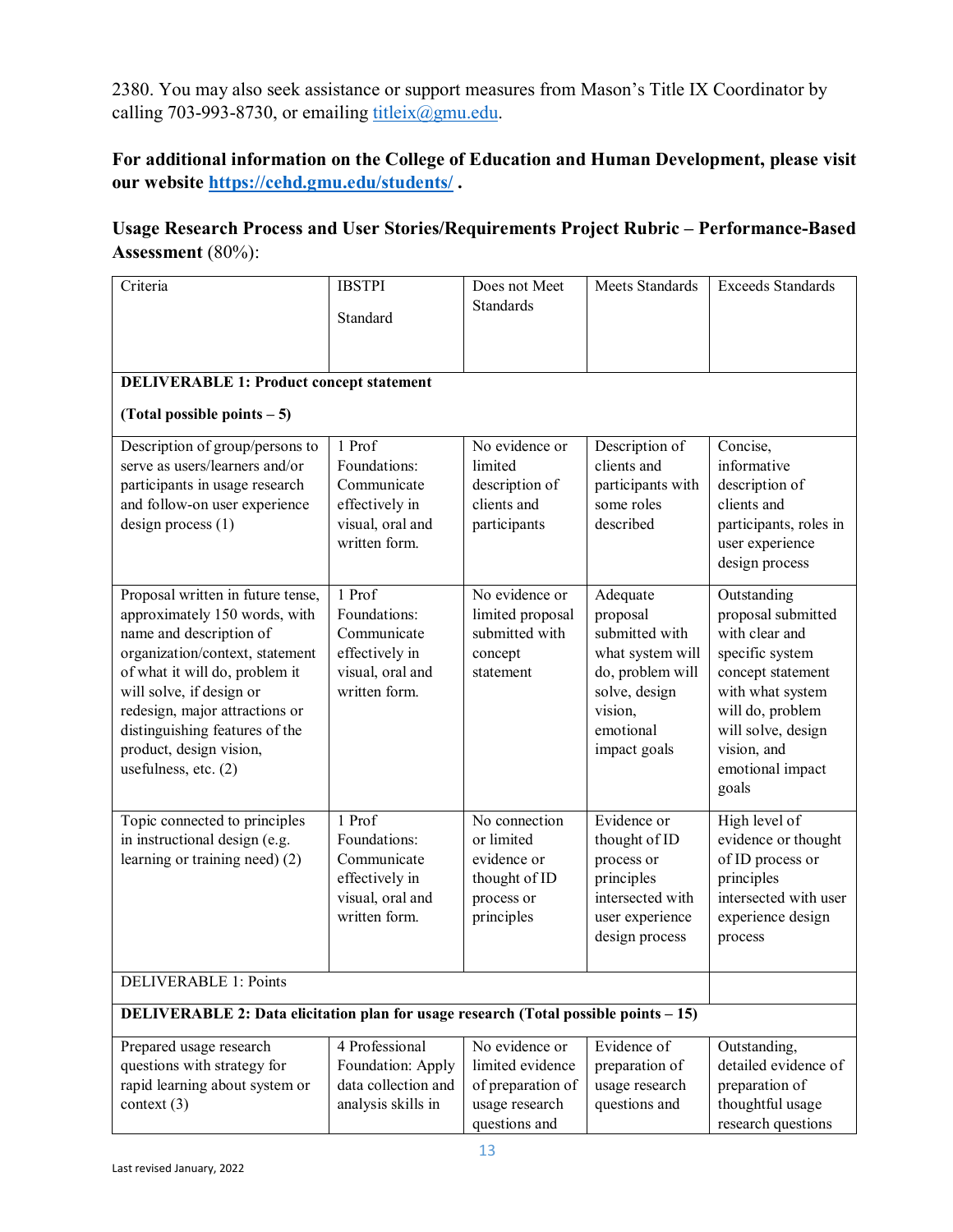2380. You may also seek assistance or support measures from Mason's Title IX Coordinator by calling 703-993-8730, or emailing titleix@gmu.edu.

**For additional information on the College of Education and Human Development, please visit our website https://cehd.gmu.edu/students/ .**

**Usage Research Process and User Stories/Requirements Project Rubric – Performance-Based Assessment** (80%):

| Criteria | IBSTPI Standard | Does not Meet Standards | Meets Standards | Exceeds Standards |
|---|---|---|---|---|
| **DELIVERABLE 1: Product concept statement (Total possible points – 5)** | | | | |
| Description of group/persons to serve as users/learners and/or participants in usage research and follow-on user experience design process (1) | 1 Prof Foundations: Communicate effectively in visual, oral and written form. | No evidence or limited description of clients and participants | Description of clients and participants with some roles described | Concise, informative description of clients and participants, roles in user experience design process |
| Proposal written in future tense, approximately 150 words, with name and description of organization/context, statement of what it will do, problem it will solve, if design or redesign, major attractions or distinguishing features of the product, design vision, usefulness, etc. (2) | 1 Prof Foundations: Communicate effectively in visual, oral and written form. | No evidence or limited proposal submitted with concept statement | Adequate proposal submitted with what system will do, problem will solve, design vision, emotional impact goals | Outstanding proposal submitted with clear and specific system concept statement with what system will do, problem will solve, design vision, and emotional impact goals |
| Topic connected to principles in instructional design (e.g. learning or training need) (2) | 1 Prof Foundations: Communicate effectively in visual, oral and written form. | No connection or limited evidence or thought of ID process or principles | Evidence or thought of ID process or principles intersected with user experience design process | High level of evidence or thought of ID process or principles intersected with user experience design process |
| DELIVERABLE 1: Points | | | | |
| **DELIVERABLE 2: Data elicitation plan for usage research (Total possible points – 15)** | | | | |
| Prepared usage research questions with strategy for rapid learning about system or context (3) | 4 Professional Foundation: Apply data collection and analysis skills in | No evidence or limited evidence of preparation of usage research questions and | Evidence of preparation of usage research questions and | Outstanding, detailed evidence of preparation of thoughtful usage research questions |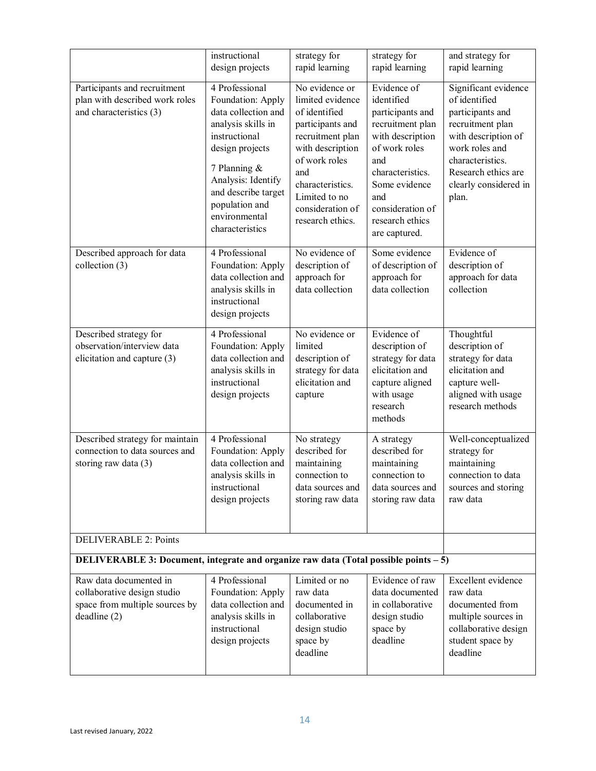| | | | | |
|---|---|---|---|---|
| | instructional design projects | strategy for rapid learning | strategy for rapid learning | and strategy for rapid learning |
| Participants and recruitment plan with described work roles and characteristics (3) | 4 Professional Foundation: Apply data collection and analysis skills in instructional design projects<br><br>7 Planning & Analysis: Identify and describe target population and environmental characteristics | No evidence or limited evidence of identified participants and recruitment plan with description of work roles and characteristics. Limited to no consideration of research ethics. | Evidence of identified participants and recruitment plan with description of work roles and characteristics. Some evidence and consideration of research ethics are captured. | Significant evidence of identified participants and recruitment plan with description of work roles and characteristics. Research ethics are clearly considered in plan. |
| Described approach for data collection (3) | 4 Professional Foundation: Apply data collection and analysis skills in instructional design projects | No evidence of description of approach for data collection | Some evidence of description of approach for data collection | Evidence of description of approach for data collection |
| Described strategy for observation/interview data elicitation and capture (3) | 4 Professional Foundation: Apply data collection and analysis skills in instructional design projects | No evidence or limited description of strategy for data elicitation and capture | Evidence of description of strategy for data elicitation and capture aligned with usage research methods | Thoughtful description of strategy for data elicitation and capture well-aligned with usage research methods |
| Described strategy for maintain connection to data sources and storing raw data (3) | 4 Professional Foundation: Apply data collection and analysis skills in instructional design projects | No strategy described for maintaining connection to data sources and storing raw data | A strategy described for maintaining connection to data sources and storing raw data | Well-conceptualized strategy for maintaining connection to data sources and storing raw data |
| DELIVERABLE 2: Points | | | | |
| **DELIVERABLE 3: Document, integrate and organize raw data (Total possible points – 5)** | | | | |
| Raw data documented in collaborative design studio space from multiple sources by deadline (2) | 4 Professional Foundation: Apply data collection and analysis skills in instructional design projects | Limited or no raw data documented in collaborative design studio space by deadline | Evidence of raw data documented in collaborative design studio space by deadline | Excellent evidence raw data documented from multiple sources in collaborative design student space by deadline |

Last revised January, 2022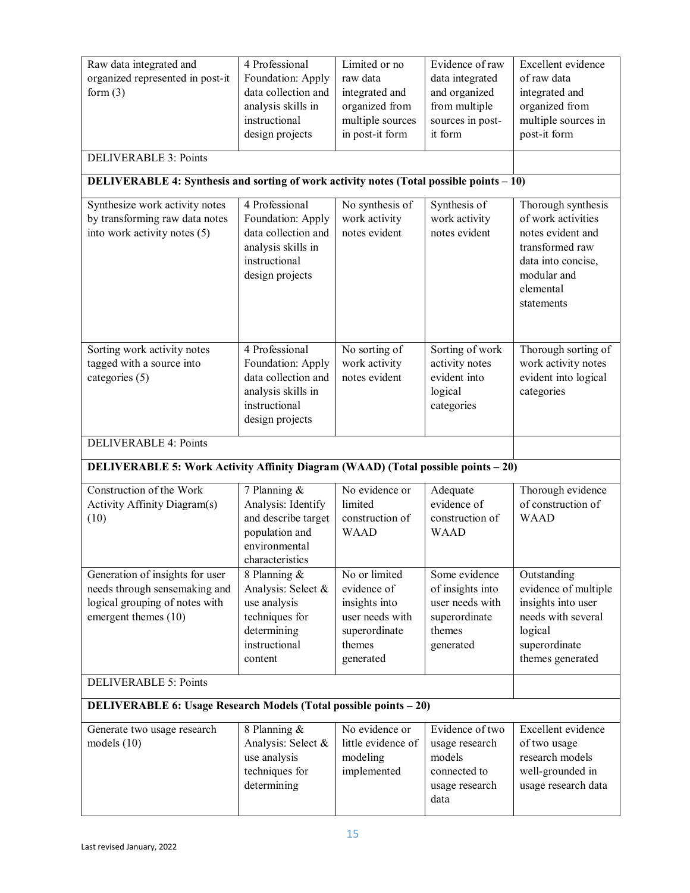| | | | | |
|---|---|---|---|---|
| Raw data integrated and organized represented in post-it form (3) | 4 Professional Foundation: Apply data collection and analysis skills in instructional design projects | Limited or no raw data integrated and organized from multiple sources in post-it form | Evidence of raw data integrated and organized from multiple sources in post-it form | Excellent evidence of raw data integrated and organized from multiple sources in post-it form |
| DELIVERABLE 3: Points | | | | |
| **DELIVERABLE 4: Synthesis and sorting of work activity notes (Total possible points – 10)** | | | | |
| Synthesize work activity notes by transforming raw data notes into work activity notes (5) | 4 Professional Foundation: Apply data collection and analysis skills in instructional design projects | No synthesis of work activity notes evident | Synthesis of work activity notes evident | Thorough synthesis of work activities notes evident and transformed raw data into concise, modular and elemental statements |
| Sorting work activity notes tagged with a source into categories (5) | 4 Professional Foundation: Apply data collection and analysis skills in instructional design projects | No sorting of work activity notes evident | Sorting of work activity notes evident into logical categories | Thorough sorting of work activity notes evident into logical categories |
| DELIVERABLE 4: Points | | | | |
| **DELIVERABLE 5: Work Activity Affinity Diagram (WAAD) (Total possible points – 20)** | | | | |
| Construction of the Work Activity Affinity Diagram(s) (10) | 7 Planning & Analysis: Identify and describe target population and environmental characteristics | No evidence or limited construction of WAAD | Adequate evidence of construction of WAAD | Thorough evidence of construction of WAAD |
| Generation of insights for user needs through sensemaking and logical grouping of notes with emergent themes (10) | 8 Planning & Analysis: Select & use analysis techniques for determining instructional content | No or limited evidence of insights into user needs with superordinate themes generated | Some evidence of insights into user needs with superordinate themes generated | Outstanding evidence of multiple insights into user needs with several logical superordinate themes generated |
| DELIVERABLE 5: Points | | | | |
| **DELIVERABLE 6: Usage Research Models (Total possible points – 20)** | | | | |
| Generate two usage research models (10) | 8 Planning & Analysis: Select & use analysis techniques for determining | No evidence or little evidence of modeling implemented | Evidence of two usage research models connected to usage research data | Excellent evidence of two usage research models well-grounded in usage research data |

Last revised January, 2022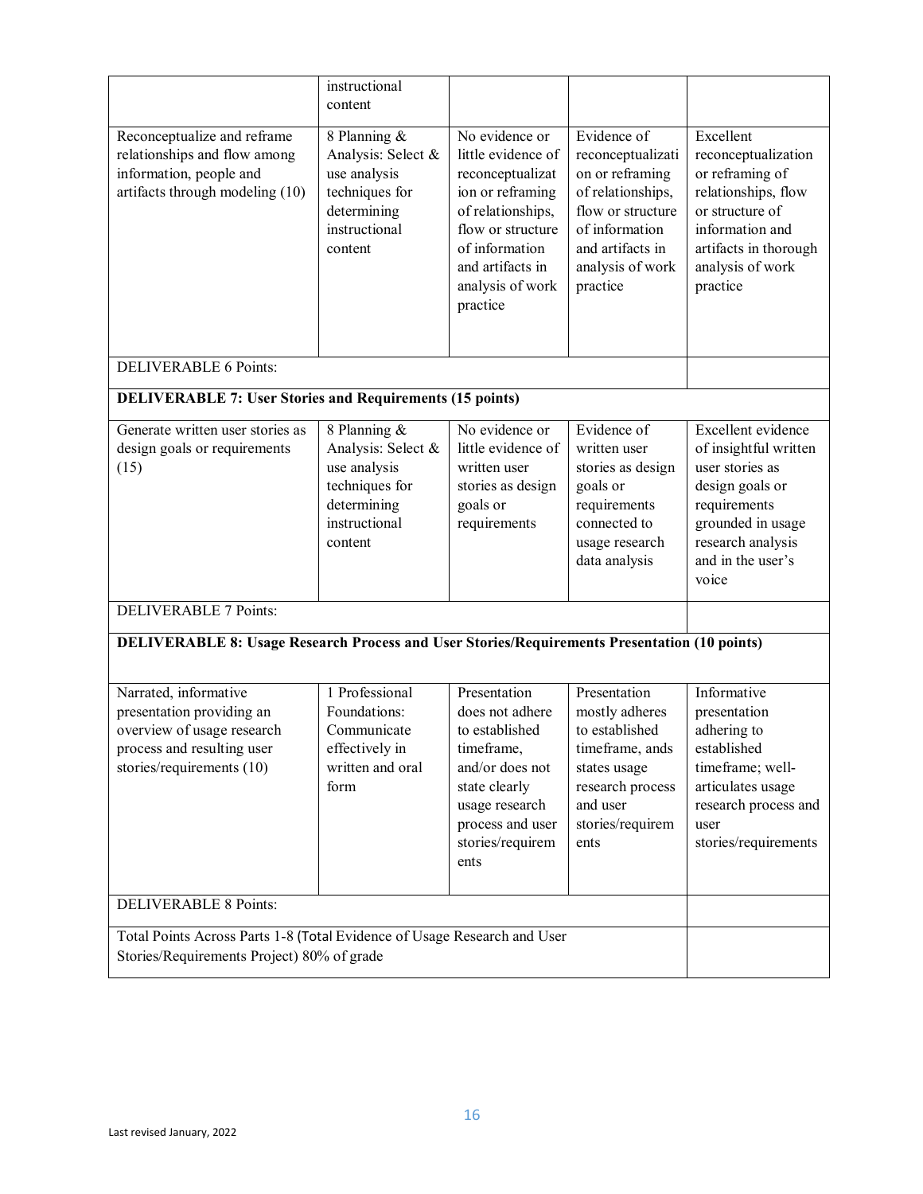| | | | | |
|---|---|---|---|---|
| | instructional content | | | |
| Reconceptualize and reframe relationships and flow among information, people and artifacts through modeling (10) | 8 Planning & Analysis: Select & use analysis techniques for determining instructional content | No evidence or little evidence of reconceptualization or reframing of relationships, flow or structure of information and artifacts in analysis of work practice | Evidence of reconceptualization or reframing of relationships, flow or structure of information and artifacts in analysis of work practice | Excellent reconceptualization or reframing of relationships, flow or structure of information and artifacts in thorough analysis of work practice |
| DELIVERABLE 6 Points: | | | | |
| **DELIVERABLE 7: User Stories and Requirements (15 points)** | | | | |
| Generate written user stories as design goals or requirements (15) | 8 Planning & Analysis: Select & use analysis techniques for determining instructional content | No evidence or little evidence of written user stories as design goals or requirements | Evidence of written user stories as design goals or requirements connected to usage research data analysis | Excellent evidence of insightful written user stories as design goals or requirements grounded in usage research analysis and in the user's voice |
| DELIVERABLE 7 Points: | | | | |
| **DELIVERABLE 8: Usage Research Process and User Stories/Requirements Presentation (10 points)** | | | | |
| Narrated, informative presentation providing an overview of usage research process and resulting user stories/requirements (10) | 1 Professional Foundations: Communicate effectively in written and oral form | Presentation does not adhere to established timeframe, and/or does not state clearly usage research process and user stories/requirements | Presentation mostly adheres to established timeframe, ands states usage research process and user stories/requirements | Informative presentation adhering to established timeframe; well-articulates usage research process and user stories/requirements |
| DELIVERABLE 8 Points: | | | | |
| Total Points Across Parts 1-8 (Total Evidence of Usage Research and User Stories/Requirements Project) 80% of grade | | | | |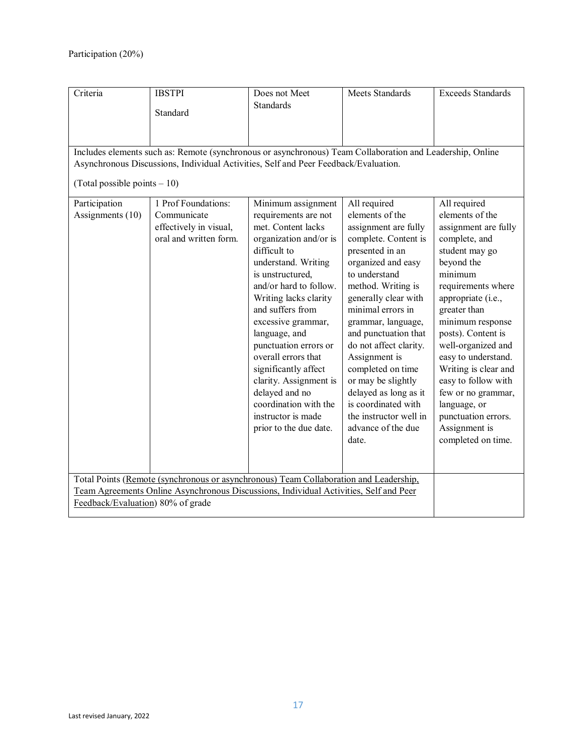Participation (20%)

| Criteria | IBSTPI Standard | Does not Meet Standards | Meets Standards | Exceeds Standards |
|---|---|---|---|---|
| Includes elements such as: Remote (synchronous or asynchronous) Team Collaboration and Leadership, Online Asynchronous Discussions, Individual Activities, Self and Peer Feedback/Evaluation. (Total possible points – 10) | | | | |
| Participation Assignments (10) | 1 Prof Foundations: Communicate effectively in visual, oral and written form. | Minimum assignment requirements are not met. Content lacks organization and/or is difficult to understand. Writing is unstructured, and/or hard to follow. Writing lacks clarity and suffers from excessive grammar, language, and punctuation errors or overall errors that significantly affect clarity. Assignment is delayed and no coordination with the instructor is made prior to the due date. | All required elements of the assignment are fully complete. Content is presented in an organized and easy to understand method. Writing is generally clear with minimal errors in grammar, language, and punctuation that do not affect clarity. Assignment is completed on time or may be slightly delayed as long as it is coordinated with the instructor well in advance of the due date. | All required elements of the assignment are fully complete, and student may go beyond the minimum requirements where appropriate (i.e., greater than minimum response posts). Content is well-organized and easy to understand. Writing is clear and easy to follow with few or no grammar, language, or punctuation errors. Assignment is completed on time. |
| Total Points (Remote (synchronous or asynchronous) Team Collaboration and Leadership, Team Agreements Online Asynchronous Discussions, Individual Activities, Self and Peer Feedback/Evaluation) 80% of grade | | | | |

Last revised January, 2022